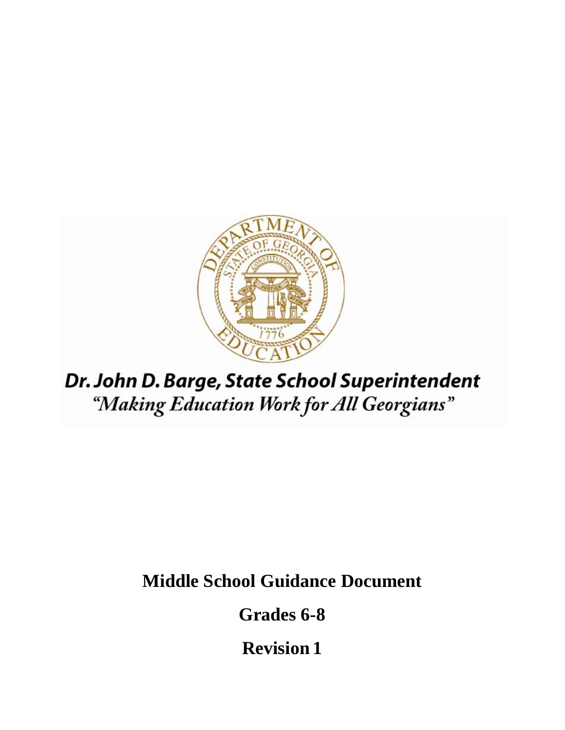Dr. John D. Barge, State School Superintendent

*"Making Education Work for All Georgians"*

# Middle School Guidance Document

## Grades 6-8

## Revision 1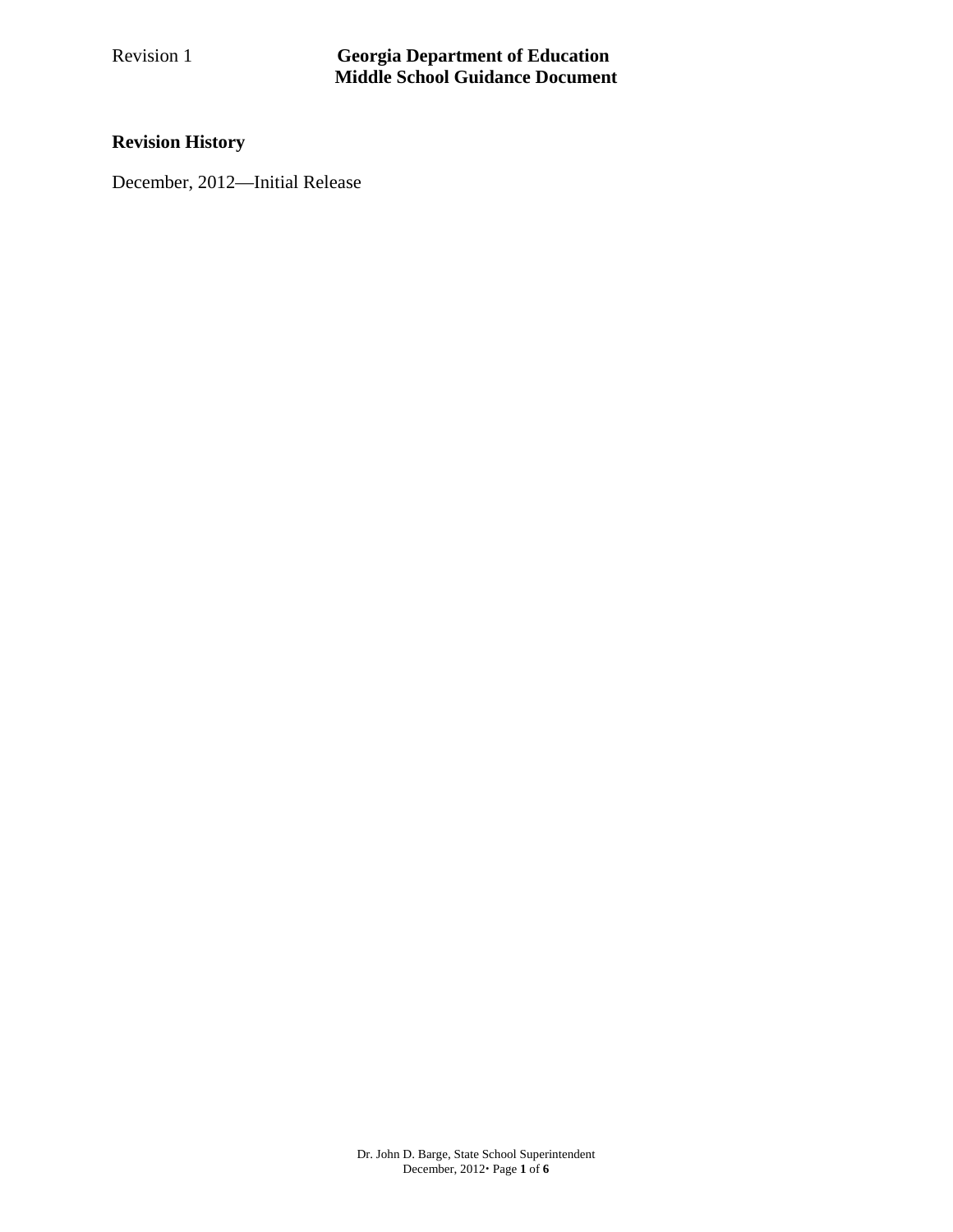## Revision History

December, 2012—Initial Release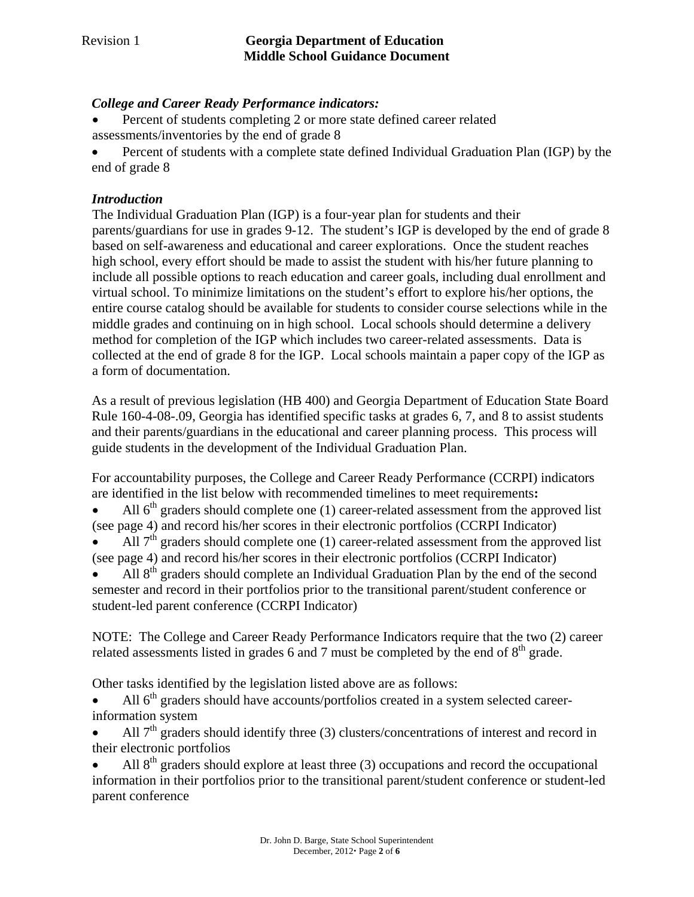### *College and Career Ready Performance indicators:*

- Percent of students completing 2 or more state defined career related assessments/inventories by the end of grade 8
- Percent of students with a complete state defined Individual Graduation Plan (IGP) by the end of grade 8

### *Introduction*

The Individual Graduation Plan (IGP) is a four-year plan for students and their parents/guardians for use in grades 9-12. The student's IGP is developed by the end of grade 8 based on self-awareness and educational and career explorations. Once the student reaches high school, every effort should be made to assist the student with his/her future planning to include all possible options to reach education and career goals, including dual enrollment and virtual school. To minimize limitations on the student's effort to explore his/her options, the entire course catalog should be available for students to consider course selections while in the middle grades and continuing on in high school. Local schools should determine a delivery method for completion of the IGP which includes two career-related assessments. Data is collected at the end of grade 8 for the IGP. Local schools maintain a paper copy of the IGP as a form of documentation.

As a result of previous legislation (HB 400) and Georgia Department of Education State Board Rule 160-4-08-.09, Georgia has identified specific tasks at grades 6, 7, and 8 to assist students and their parents/guardians in the educational and career planning process. This process will guide students in the development of the Individual Graduation Plan.

For accountability purposes, the College and Career Ready Performance (CCRPI) indicators are identified in the list below with recommended timelines to meet requirements**:**

- All 6th graders should complete one (1) career-related assessment from the approved list (see page 4) and record his/her scores in their electronic portfolios (CCRPI Indicator)
- All 7th graders should complete one (1) career-related assessment from the approved list (see page 4) and record his/her scores in their electronic portfolios (CCRPI Indicator)
- All 8th graders should complete an Individual Graduation Plan by the end of the second semester and record in their portfolios prior to the transitional parent/student conference or student-led parent conference (CCRPI Indicator)

NOTE: The College and Career Ready Performance Indicators require that the two (2) career related assessments listed in grades 6 and 7 must be completed by the end of 8th grade.

Other tasks identified by the legislation listed above are as follows:

- All 6th graders should have accounts/portfolios created in a system selected career-information system
- All 7th graders should identify three (3) clusters/concentrations of interest and record in their electronic portfolios
- All 8th graders should explore at least three (3) occupations and record the occupational information in their portfolios prior to the transitional parent/student conference or student-led parent conference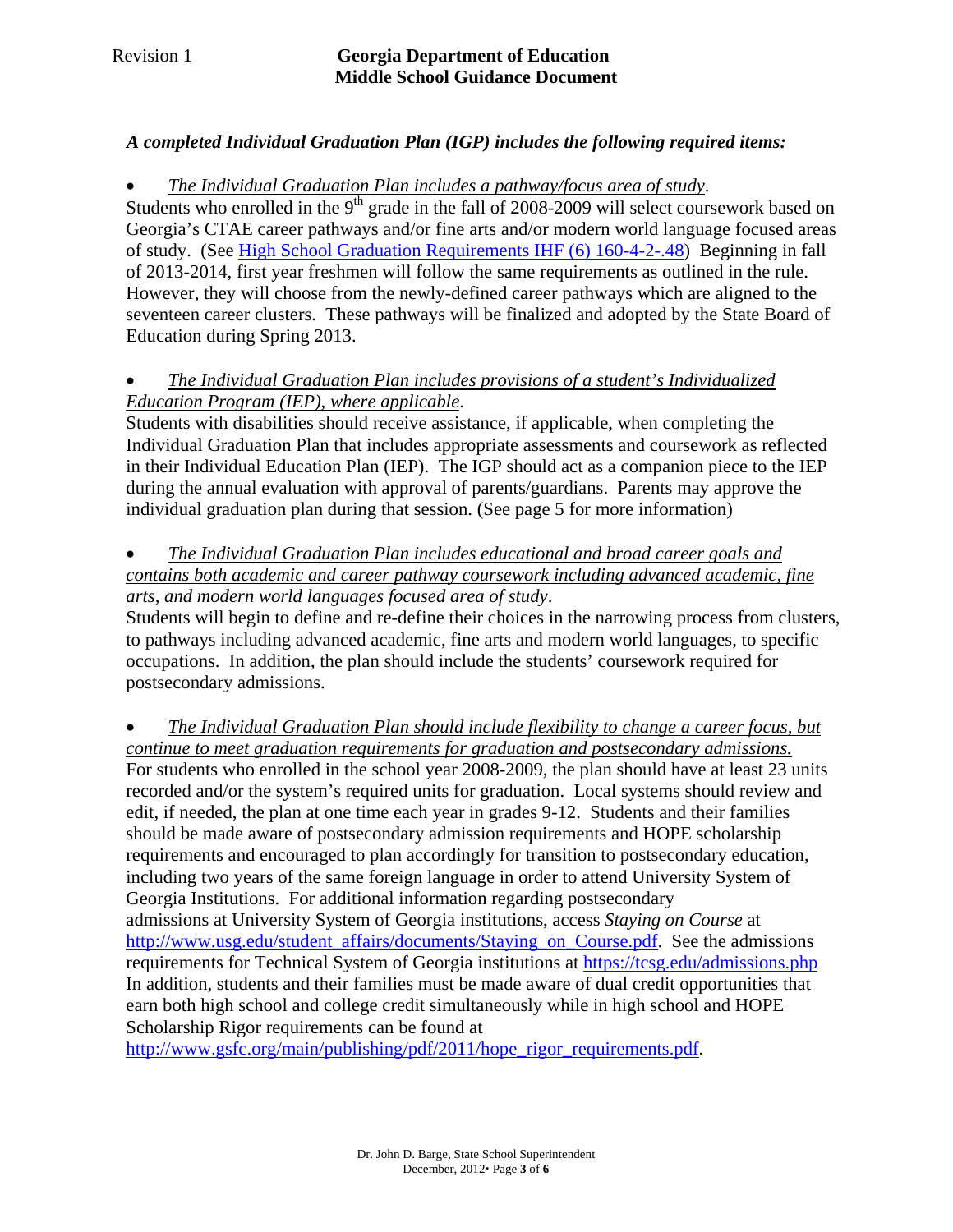***A completed Individual Graduation Plan (IGP) includes the following required items:***

- *The Individual Graduation Plan includes a pathway/focus area of study.*

Students who enrolled in the 9$^{th}$ grade in the fall of 2008-2009 will select coursework based on Georgia's CTAE career pathways and/or fine arts and/or modern world language focused areas of study. (See [High School Graduation Requirements IHF (6) 160-4-2-.48](High School Graduation Requirements IHF (6) 160-4-2-.48)) Beginning in fall of 2013-2014, first year freshmen will follow the same requirements as outlined in the rule. However, they will choose from the newly-defined career pathways which are aligned to the seventeen career clusters. These pathways will be finalized and adopted by the State Board of Education during Spring 2013.

- *The Individual Graduation Plan includes provisions of a student's Individualized Education Program (IEP), where applicable.*

Students with disabilities should receive assistance, if applicable, when completing the Individual Graduation Plan that includes appropriate assessments and coursework as reflected in their Individual Education Plan (IEP). The IGP should act as a companion piece to the IEP during the annual evaluation with approval of parents/guardians. Parents may approve the individual graduation plan during that session. (See page 5 for more information)

- *The Individual Graduation Plan includes educational and broad career goals and contains both academic and career pathway coursework including advanced academic, fine arts, and modern world languages focused area of study.*

Students will begin to define and re-define their choices in the narrowing process from clusters, to pathways including advanced academic, fine arts and modern world languages, to specific occupations. In addition, the plan should include the students' coursework required for postsecondary admissions.

- *The Individual Graduation Plan should include flexibility to change a career focus, but continue to meet graduation requirements for graduation and postsecondary admissions.*

For students who enrolled in the school year 2008-2009, the plan should have at least 23 units recorded and/or the system's required units for graduation. Local systems should review and edit, if needed, the plan at one time each year in grades 9-12. Students and their families should be made aware of postsecondary admission requirements and HOPE scholarship requirements and encouraged to plan accordingly for transition to postsecondary education, including two years of the same foreign language in order to attend University System of Georgia Institutions. For additional information regarding postsecondary admissions at University System of Georgia institutions, access *Staying on Course* at http://www.usg.edu/student_affairs/documents/Staying_on_Course.pdf. See the admissions requirements for Technical System of Georgia institutions at https://tcsg.edu/admissions.php In addition, students and their families must be made aware of dual credit opportunities that earn both high school and college credit simultaneously while in high school and HOPE Scholarship Rigor requirements can be found at http://www.gsfc.org/main/publishing/pdf/2011/hope_rigor_requirements.pdf.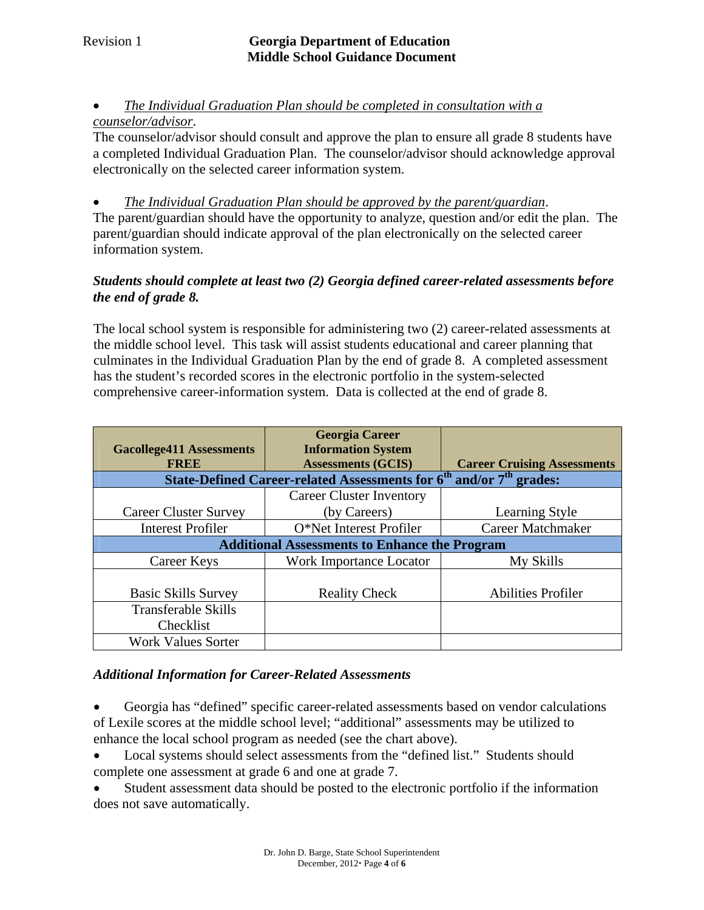- *The Individual Graduation Plan should be completed in consultation with a counselor/advisor*.

The counselor/advisor should consult and approve the plan to ensure all grade 8 students have a completed Individual Graduation Plan. The counselor/advisor should acknowledge approval electronically on the selected career information system.

- *The Individual Graduation Plan should be approved by the parent/guardian*.

The parent/guardian should have the opportunity to analyze, question and/or edit the plan. The parent/guardian should indicate approval of the plan electronically on the selected career information system.

***Students should complete at least two (2) Georgia defined career-related assessments before the end of grade 8.***

The local school system is responsible for administering two (2) career-related assessments at the middle school level. This task will assist students educational and career planning that culminates in the Individual Graduation Plan by the end of grade 8. A completed assessment has the student's recorded scores in the electronic portfolio in the system-selected comprehensive career-information system. Data is collected at the end of grade 8.

| Gacollege411 Assessments FREE | Georgia Career Information System Assessments (GCIS) | Career Cruising Assessments |
|---|---|---|
| **State-Defined Career-related Assessments for 6th and/or 7th grades:** | | |
| Career Cluster Survey | Career Cluster Inventory (by Careers) | Learning Style |
| Interest Profiler | O*Net Interest Profiler | Career Matchmaker |
| **Additional Assessments to Enhance the Program** | | |
| Career Keys | Work Importance Locator | My Skills |
| Basic Skills Survey | Reality Check | Abilities Profiler |
| Transferable Skills Checklist | | |
| Work Values Sorter | | |

***Additional Information for Career-Related Assessments***

- Georgia has "defined" specific career-related assessments based on vendor calculations of Lexile scores at the middle school level; "additional" assessments may be utilized to enhance the local school program as needed (see the chart above).
- Local systems should select assessments from the "defined list." Students should complete one assessment at grade 6 and one at grade 7.
- Student assessment data should be posted to the electronic portfolio if the information does not save automatically.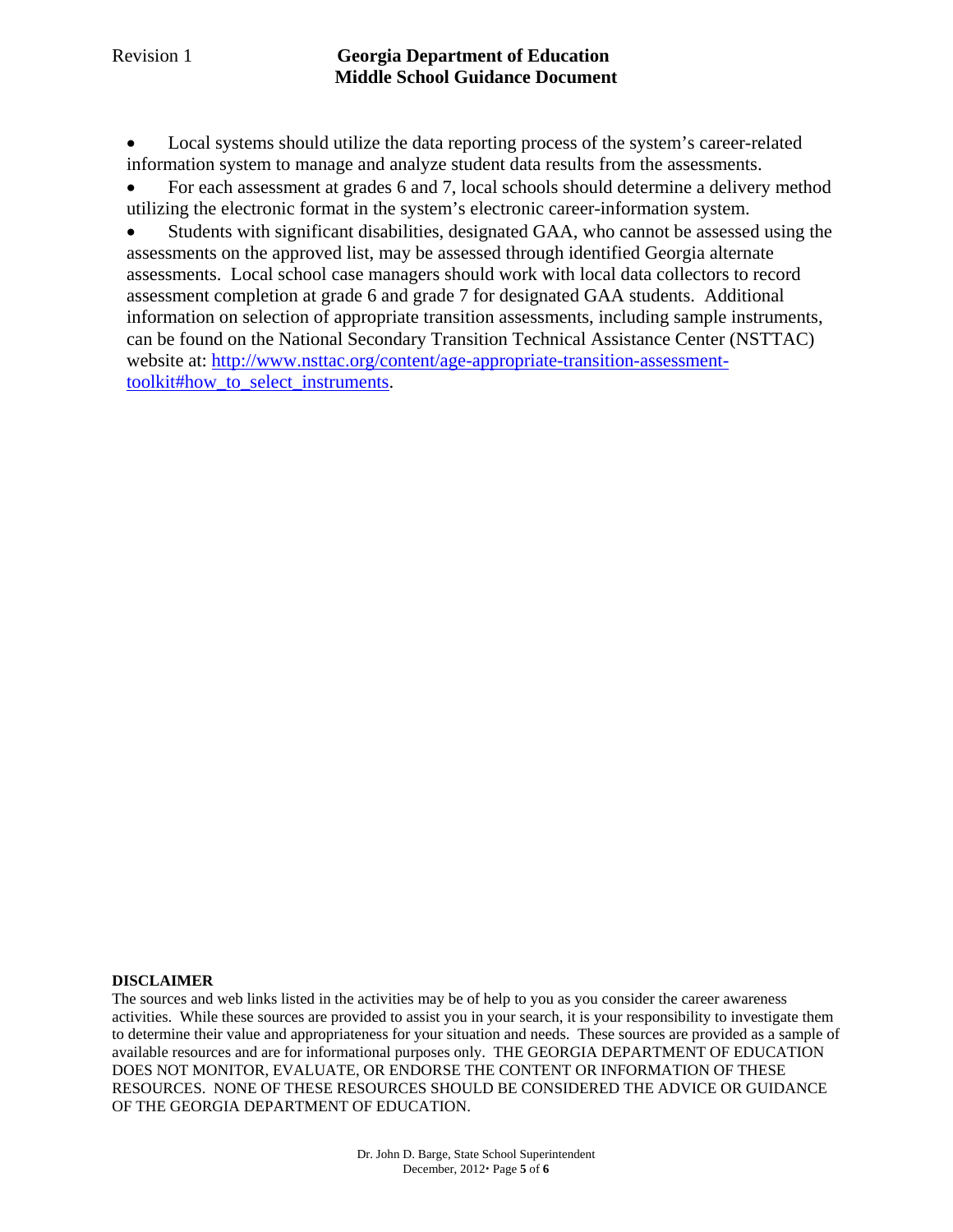- Local systems should utilize the data reporting process of the system's career-related information system to manage and analyze student data results from the assessments.
- For each assessment at grades 6 and 7, local schools should determine a delivery method utilizing the electronic format in the system's electronic career-information system.
- Students with significant disabilities, designated GAA, who cannot be assessed using the assessments on the approved list, may be assessed through identified Georgia alternate assessments. Local school case managers should work with local data collectors to record assessment completion at grade 6 and grade 7 for designated GAA students. Additional information on selection of appropriate transition assessments, including sample instruments, can be found on the National Secondary Transition Technical Assistance Center (NSTTAC) website at: [http://www.nsttac.org/content/age-appropriate-transition-assessment-toolkit#how_to_select_instruments](http://www.nsttac.org/content/age-appropriate-transition-assessment-toolkit#how_to_select_instruments).

**DISCLAIMER**

The sources and web links listed in the activities may be of help to you as you consider the career awareness activities. While these sources are provided to assist you in your search, it is your responsibility to investigate them to determine their value and appropriateness for your situation and needs. These sources are provided as a sample of available resources and are for informational purposes only. THE GEORGIA DEPARTMENT OF EDUCATION DOES NOT MONITOR, EVALUATE, OR ENDORSE THE CONTENT OR INFORMATION OF THESE RESOURCES. NONE OF THESE RESOURCES SHOULD BE CONSIDERED THE ADVICE OR GUIDANCE OF THE GEORGIA DEPARTMENT OF EDUCATION.